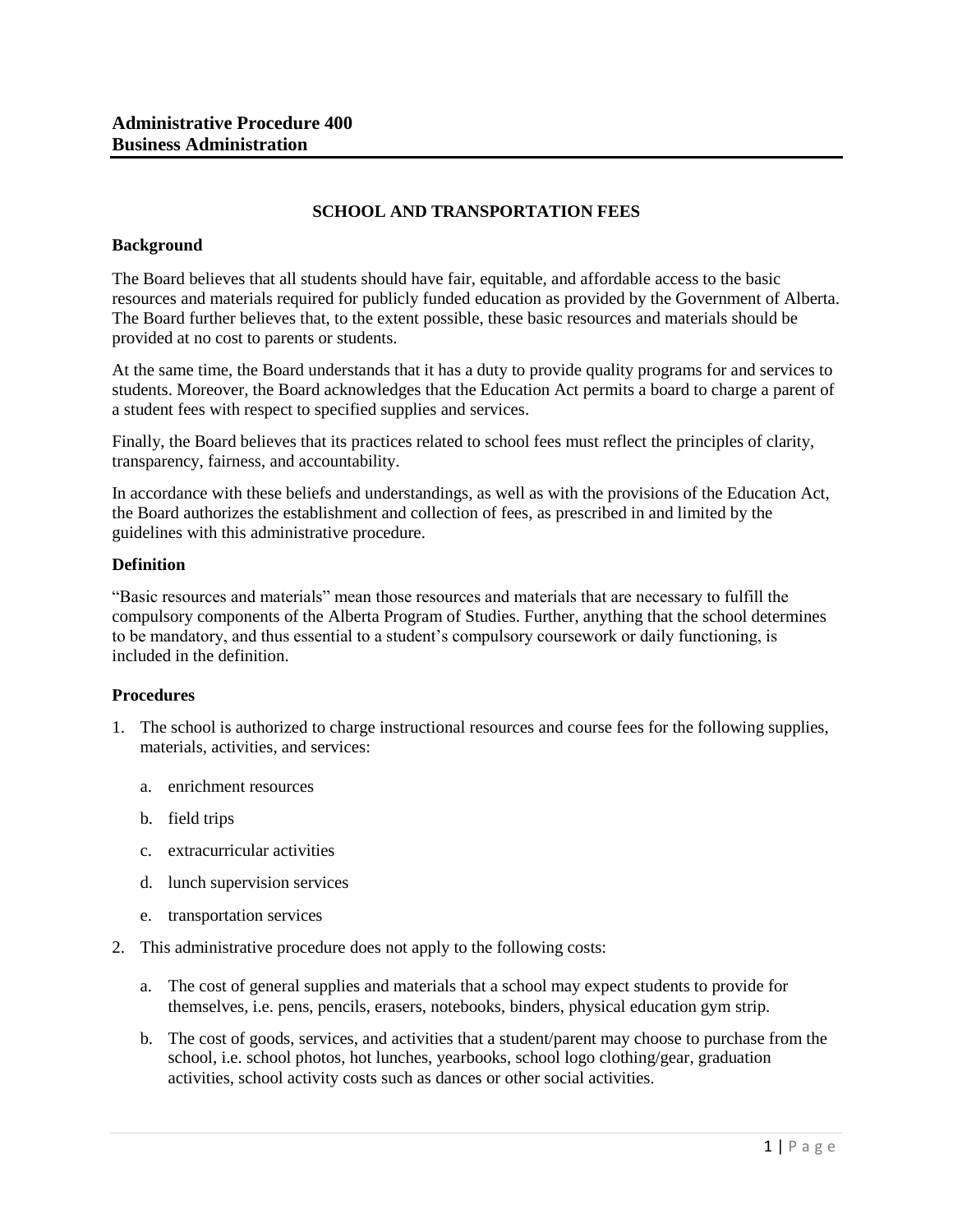# Administrative Procedure 400
# Business Administration

## SCHOOL AND TRANSPORTATION FEES

### Background

The Board believes that all students should have fair, equitable, and affordable access to the basic resources and materials required for publicly funded education as provided by the Government of Alberta. The Board further believes that, to the extent possible, these basic resources and materials should be provided at no cost to parents or students.

At the same time, the Board understands that it has a duty to provide quality programs for and services to students. Moreover, the Board acknowledges that the Education Act permits a board to charge a parent of a student fees with respect to specified supplies and services.

Finally, the Board believes that its practices related to school fees must reflect the principles of clarity, transparency, fairness, and accountability.

In accordance with these beliefs and understandings, as well as with the provisions of the Education Act, the Board authorizes the establishment and collection of fees, as prescribed in and limited by the guidelines with this administrative procedure.

### Definition

"Basic resources and materials" mean those resources and materials that are necessary to fulfill the compulsory components of the Alberta Program of Studies. Further, anything that the school determines to be mandatory, and thus essential to a student's compulsory coursework or daily functioning, is included in the definition.

### Procedures

1. The school is authorized to charge instructional resources and course fees for the following supplies, materials, activities, and services:
   a. enrichment resources
   b. field trips
   c. extracurricular activities
   d. lunch supervision services
   e. transportation services
2. This administrative procedure does not apply to the following costs:
   a. The cost of general supplies and materials that a school may expect students to provide for themselves, i.e. pens, pencils, erasers, notebooks, binders, physical education gym strip.
   b. The cost of goods, services, and activities that a student/parent may choose to purchase from the school, i.e. school photos, hot lunches, yearbooks, school logo clothing/gear, graduation activities, school activity costs such as dances or other social activities.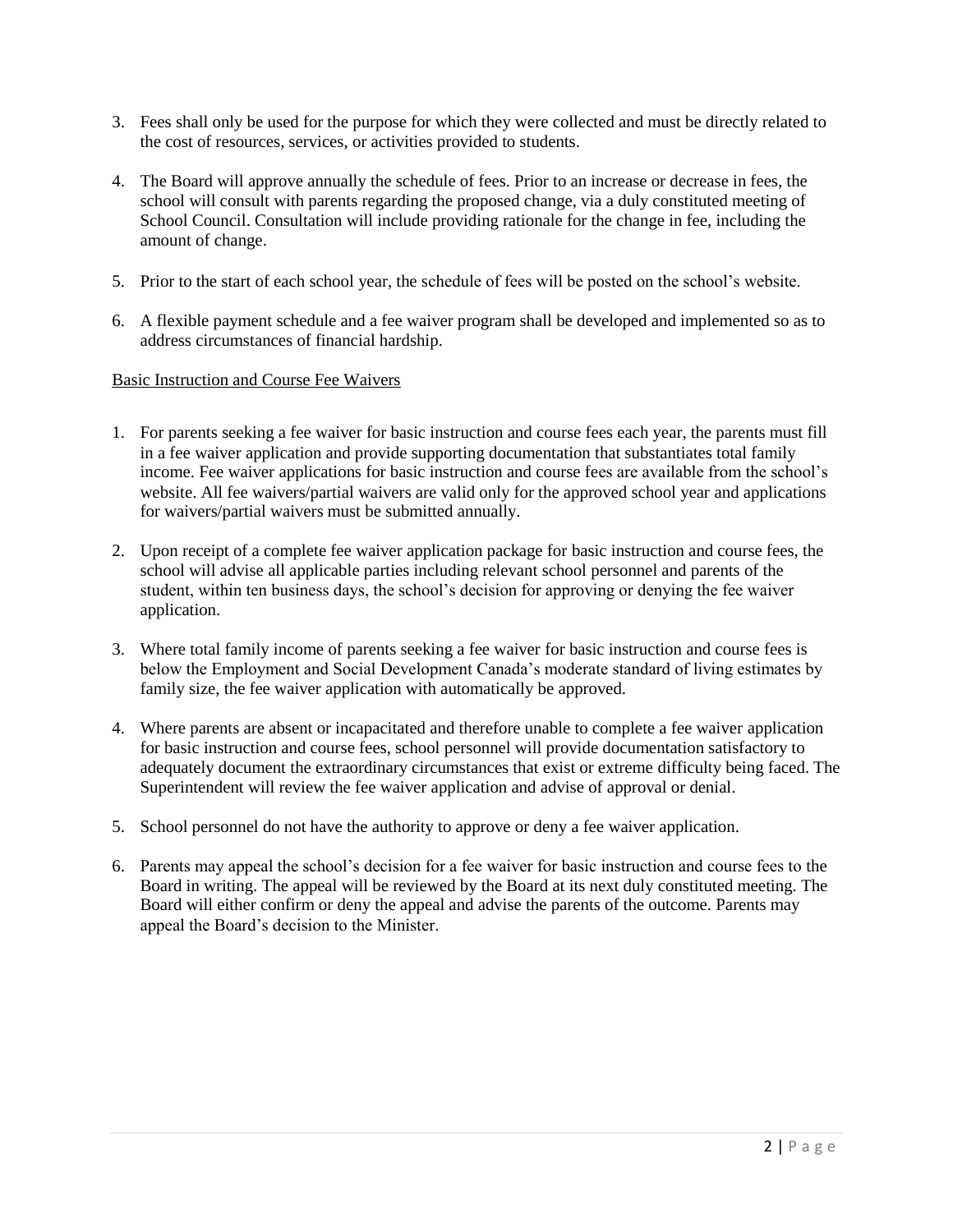3. Fees shall only be used for the purpose for which they were collected and must be directly related to the cost of resources, services, or activities provided to students.

4. The Board will approve annually the schedule of fees. Prior to an increase or decrease in fees, the school will consult with parents regarding the proposed change, via a duly constituted meeting of School Council. Consultation will include providing rationale for the change in fee, including the amount of change.

5. Prior to the start of each school year, the schedule of fees will be posted on the school's website.

6. A flexible payment schedule and a fee waiver program shall be developed and implemented so as to address circumstances of financial hardship.

<u>Basic Instruction and Course Fee Waivers</u>

1. For parents seeking a fee waiver for basic instruction and course fees each year, the parents must fill in a fee waiver application and provide supporting documentation that substantiates total family income. Fee waiver applications for basic instruction and course fees are available from the school's website. All fee waivers/partial waivers are valid only for the approved school year and applications for waivers/partial waivers must be submitted annually.

2. Upon receipt of a complete fee waiver application package for basic instruction and course fees, the school will advise all applicable parties including relevant school personnel and parents of the student, within ten business days, the school's decision for approving or denying the fee waiver application.

3. Where total family income of parents seeking a fee waiver for basic instruction and course fees is below the Employment and Social Development Canada's moderate standard of living estimates by family size, the fee waiver application with automatically be approved.

4. Where parents are absent or incapacitated and therefore unable to complete a fee waiver application for basic instruction and course fees, school personnel will provide documentation satisfactory to adequately document the extraordinary circumstances that exist or extreme difficulty being faced. The Superintendent will review the fee waiver application and advise of approval or denial.

5. School personnel do not have the authority to approve or deny a fee waiver application.

6. Parents may appeal the school's decision for a fee waiver for basic instruction and course fees to the Board in writing. The appeal will be reviewed by the Board at its next duly constituted meeting. The Board will either confirm or deny the appeal and advise the parents of the outcome. Parents may appeal the Board's decision to the Minister.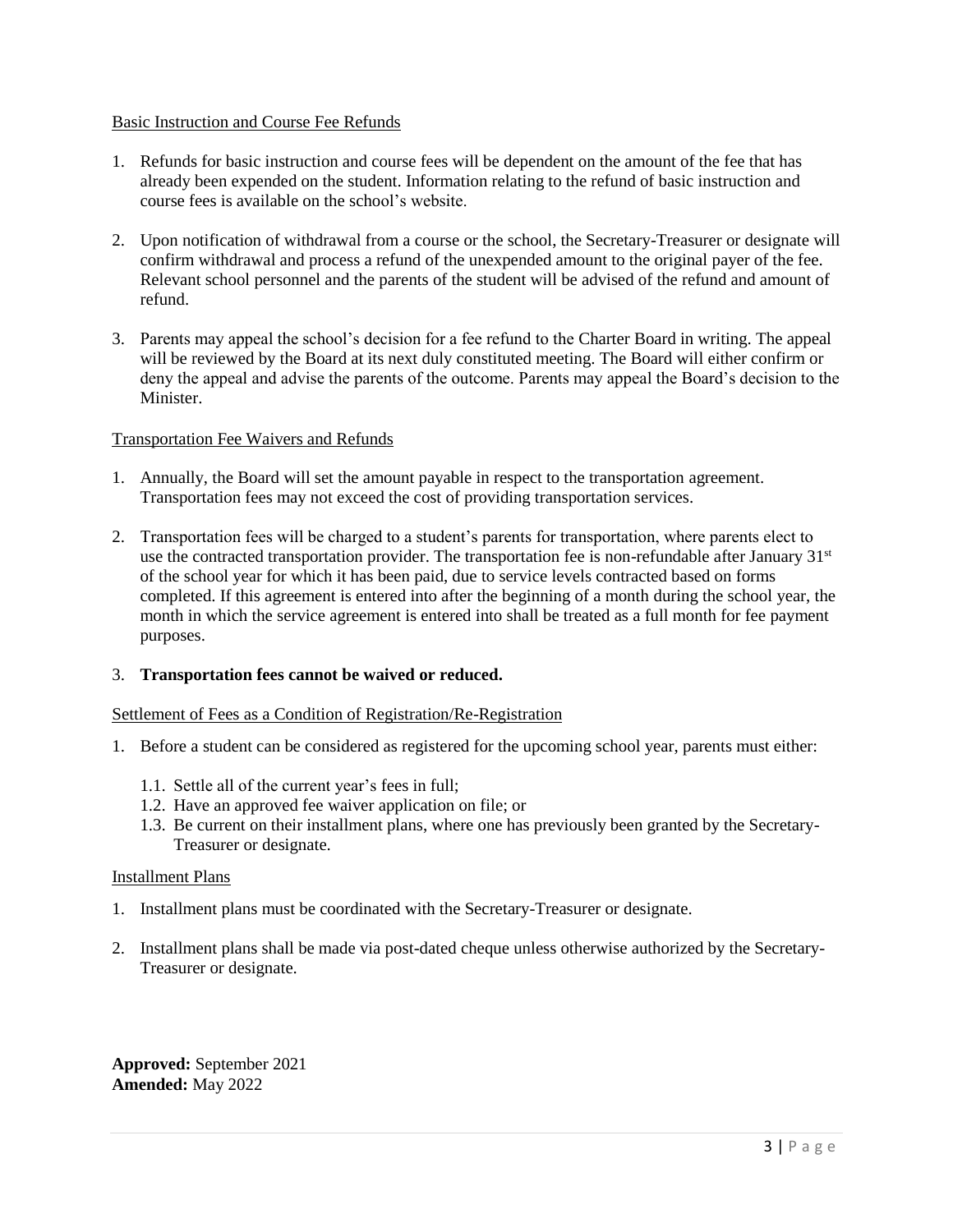Basic Instruction and Course Fee Refunds

1. Refunds for basic instruction and course fees will be dependent on the amount of the fee that has already been expended on the student. Information relating to the refund of basic instruction and course fees is available on the school's website.

2. Upon notification of withdrawal from a course or the school, the Secretary-Treasurer or designate will confirm withdrawal and process a refund of the unexpended amount to the original payer of the fee. Relevant school personnel and the parents of the student will be advised of the refund and amount of refund.

3. Parents may appeal the school's decision for a fee refund to the Charter Board in writing. The appeal will be reviewed by the Board at its next duly constituted meeting. The Board will either confirm or deny the appeal and advise the parents of the outcome. Parents may appeal the Board's decision to the Minister.

Transportation Fee Waivers and Refunds

1. Annually, the Board will set the amount payable in respect to the transportation agreement. Transportation fees may not exceed the cost of providing transportation services.

2. Transportation fees will be charged to a student's parents for transportation, where parents elect to use the contracted transportation provider. The transportation fee is non-refundable after January 31st of the school year for which it has been paid, due to service levels contracted based on forms completed. If this agreement is entered into after the beginning of a month during the school year, the month in which the service agreement is entered into shall be treated as a full month for fee payment purposes.

3. **Transportation fees cannot be waived or reduced.**

Settlement of Fees as a Condition of Registration/Re-Registration

1. Before a student can be considered as registered for the upcoming school year, parents must either:

   1.1. Settle all of the current year's fees in full;
   1.2. Have an approved fee waiver application on file; or
   1.3. Be current on their installment plans, where one has previously been granted by the Secretary-Treasurer or designate.

Installment Plans

1. Installment plans must be coordinated with the Secretary-Treasurer or designate.

2. Installment plans shall be made via post-dated cheque unless otherwise authorized by the Secretary-Treasurer or designate.

**Approved:** September 2021
**Amended:** May 2022